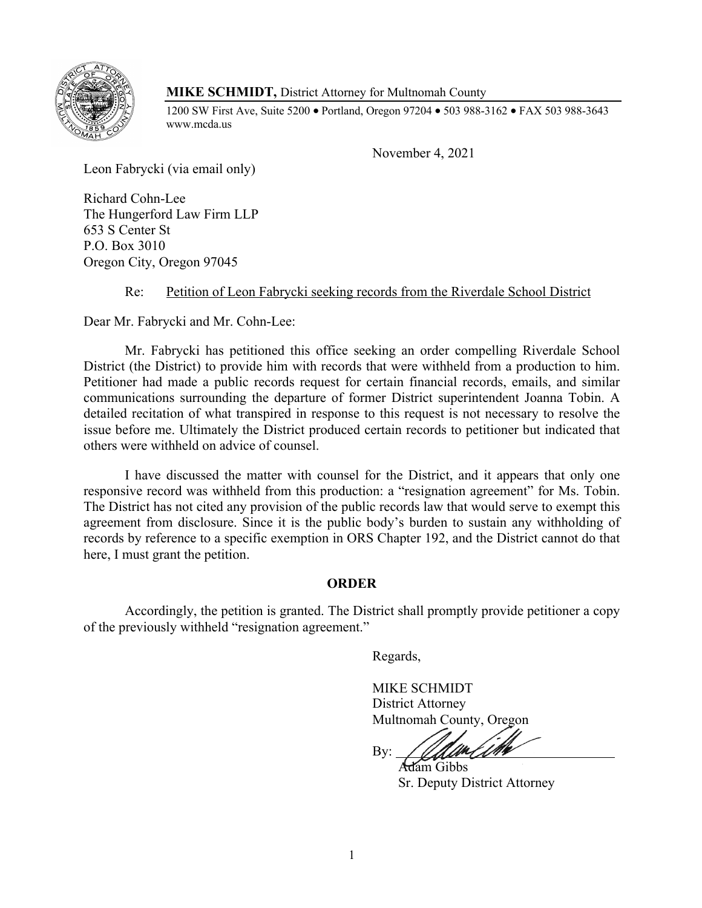**MIKE SCHMIDT,** District Attorney for Multnomah County

1200 SW First Ave, Suite 5200 • Portland, Oregon 97204 • 503 988-3162 • FAX 503 988-3643
www.mcda.us

November 4, 2021

Leon Fabrycki (via email only)

Richard Cohn-Lee
The Hungerford Law Firm LLP
653 S Center St
P.O. Box 3010
Oregon City, Oregon 97045

Re: Petition of Leon Fabrycki seeking records from the Riverdale School District

Dear Mr. Fabrycki and Mr. Cohn-Lee:

Mr. Fabrycki has petitioned this office seeking an order compelling Riverdale School District (the District) to provide him with records that were withheld from a production to him. Petitioner had made a public records request for certain financial records, emails, and similar communications surrounding the departure of former District superintendent Joanna Tobin. A detailed recitation of what transpired in response to this request is not necessary to resolve the issue before me. Ultimately the District produced certain records to petitioner but indicated that others were withheld on advice of counsel.

I have discussed the matter with counsel for the District, and it appears that only one responsive record was withheld from this production: a "resignation agreement" for Ms. Tobin. The District has not cited any provision of the public records law that would serve to exempt this agreement from disclosure. Since it is the public body's burden to sustain any withholding of records by reference to a specific exemption in ORS Chapter 192, and the District cannot do that here, I must grant the petition.

**ORDER**

Accordingly, the petition is granted. The District shall promptly provide petitioner a copy of the previously withheld "resignation agreement."

Regards,

MIKE SCHMIDT
District Attorney
Multnomah County, Oregon

By: ______________________
Adam Gibbs
Sr. Deputy District Attorney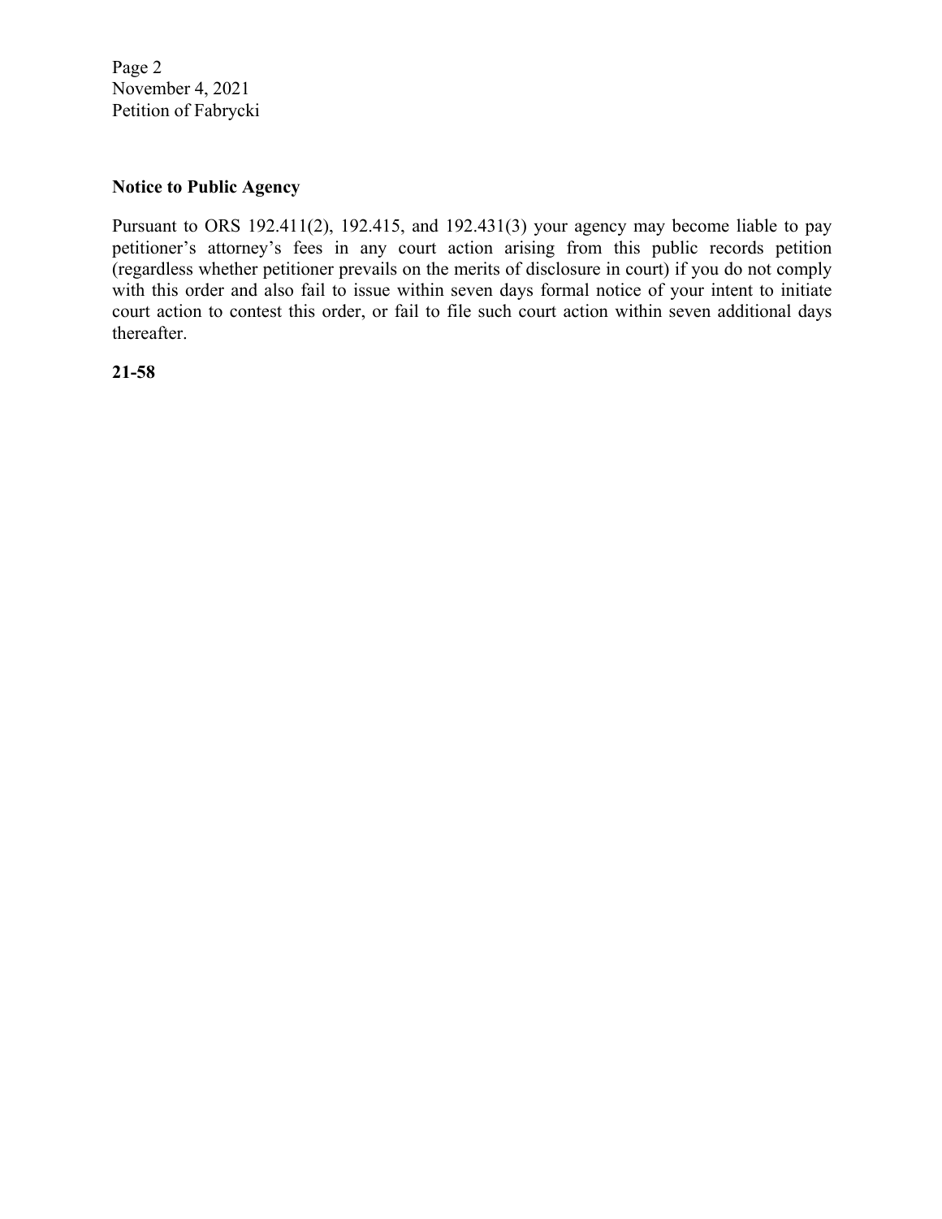**Notice to Public Agency**

Pursuant to ORS 192.411(2), 192.415, and 192.431(3) your agency may become liable to pay petitioner's attorney's fees in any court action arising from this public records petition (regardless whether petitioner prevails on the merits of disclosure in court) if you do not comply with this order and also fail to issue within seven days formal notice of your intent to initiate court action to contest this order, or fail to file such court action within seven additional days thereafter.

**21-58**